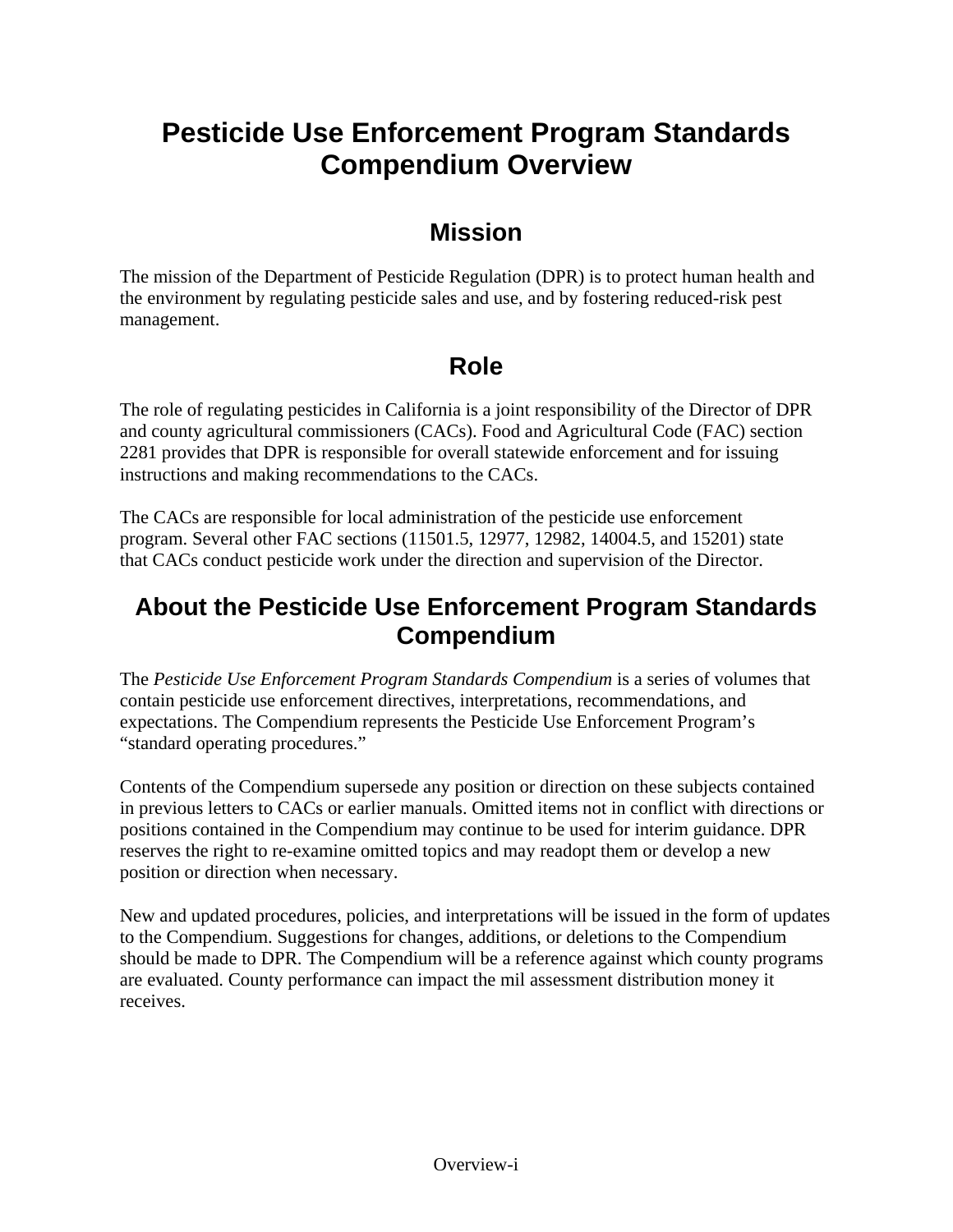# Pesticide Use Enforcement Program Standards Compendium Overview

## Mission

The mission of the Department of Pesticide Regulation (DPR) is to protect human health and the environment by regulating pesticide sales and use, and by fostering reduced-risk pest management.

## Role

The role of regulating pesticides in California is a joint responsibility of the Director of DPR and county agricultural commissioners (CACs). Food and Agricultural Code (FAC) section 2281 provides that DPR is responsible for overall statewide enforcement and for issuing instructions and making recommendations to the CACs.

The CACs are responsible for local administration of the pesticide use enforcement program. Several other FAC sections (11501.5, 12977, 12982, 14004.5, and 15201) state that CACs conduct pesticide work under the direction and supervision of the Director.

## About the Pesticide Use Enforcement Program Standards Compendium

The *Pesticide Use Enforcement Program Standards Compendium* is a series of volumes that contain pesticide use enforcement directives, interpretations, recommendations, and expectations. The Compendium represents the Pesticide Use Enforcement Program's "standard operating procedures."

Contents of the Compendium supersede any position or direction on these subjects contained in previous letters to CACs or earlier manuals. Omitted items not in conflict with directions or positions contained in the Compendium may continue to be used for interim guidance. DPR reserves the right to re-examine omitted topics and may readopt them or develop a new position or direction when necessary.

New and updated procedures, policies, and interpretations will be issued in the form of updates to the Compendium. Suggestions for changes, additions, or deletions to the Compendium should be made to DPR. The Compendium will be a reference against which county programs are evaluated. County performance can impact the mil assessment distribution money it receives.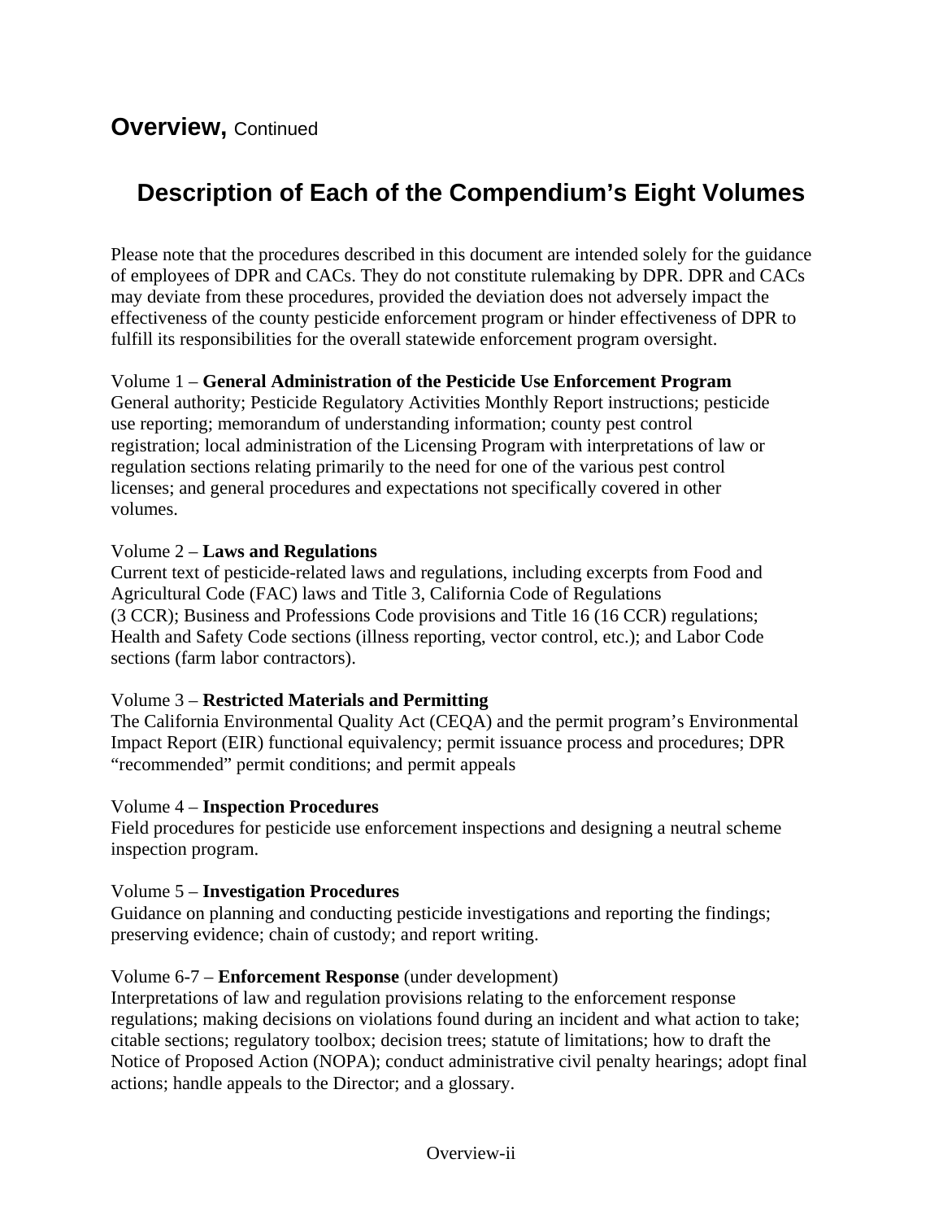## Overview, Continued

# Description of Each of the Compendium's Eight Volumes

Please note that the procedures described in this document are intended solely for the guidance of employees of DPR and CACs. They do not constitute rulemaking by DPR. DPR and CACs may deviate from these procedures, provided the deviation does not adversely impact the effectiveness of the county pesticide enforcement program or hinder effectiveness of DPR to fulfill its responsibilities for the overall statewide enforcement program oversight.

Volume 1 – **General Administration of the Pesticide Use Enforcement Program**
General authority; Pesticide Regulatory Activities Monthly Report instructions; pesticide use reporting; memorandum of understanding information; county pest control registration; local administration of the Licensing Program with interpretations of law or regulation sections relating primarily to the need for one of the various pest control licenses; and general procedures and expectations not specifically covered in other volumes.

Volume 2 – **Laws and Regulations**
Current text of pesticide-related laws and regulations, including excerpts from Food and Agricultural Code (FAC) laws and Title 3, California Code of Regulations (3 CCR); Business and Professions Code provisions and Title 16 (16 CCR) regulations; Health and Safety Code sections (illness reporting, vector control, etc.); and Labor Code sections (farm labor contractors).

Volume 3 – **Restricted Materials and Permitting**
The California Environmental Quality Act (CEQA) and the permit program's Environmental Impact Report (EIR) functional equivalency; permit issuance process and procedures; DPR "recommended" permit conditions; and permit appeals

Volume 4 – **Inspection Procedures**
Field procedures for pesticide use enforcement inspections and designing a neutral scheme inspection program.

Volume 5 – **Investigation Procedures**
Guidance on planning and conducting pesticide investigations and reporting the findings; preserving evidence; chain of custody; and report writing.

Volume 6-7 – **Enforcement Response** (under development)
Interpretations of law and regulation provisions relating to the enforcement response regulations; making decisions on violations found during an incident and what action to take; citable sections; regulatory toolbox; decision trees; statute of limitations; how to draft the Notice of Proposed Action (NOPA); conduct administrative civil penalty hearings; adopt final actions; handle appeals to the Director; and a glossary.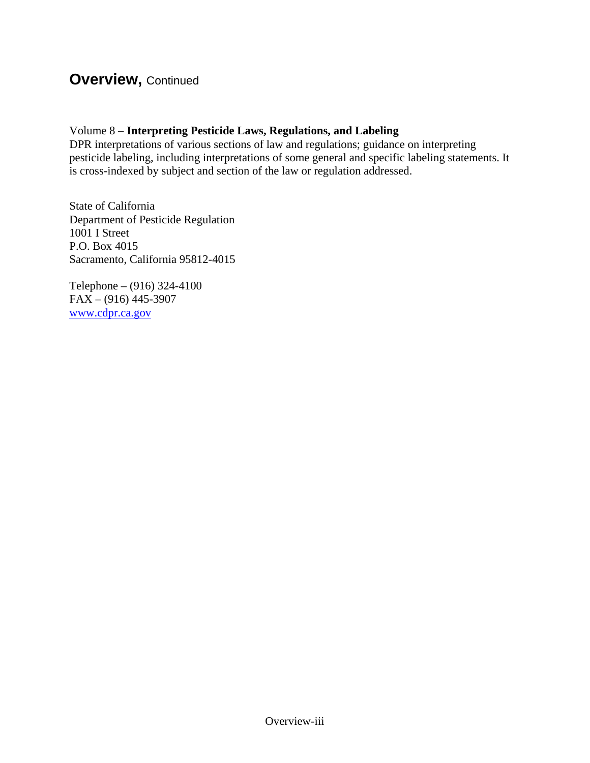## Overview, Continued

Volume 8 – **Interpreting Pesticide Laws, Regulations, and Labeling**
DPR interpretations of various sections of law and regulations; guidance on interpreting pesticide labeling, including interpretations of some general and specific labeling statements. It is cross-indexed by subject and section of the law or regulation addressed.

State of California
Department of Pesticide Regulation
1001 I Street
P.O. Box 4015
Sacramento, California 95812-4015

Telephone – (916) 324-4100
FAX – (916) 445-3907
[www.cdpr.ca.gov](http://www.cdpr.ca.gov)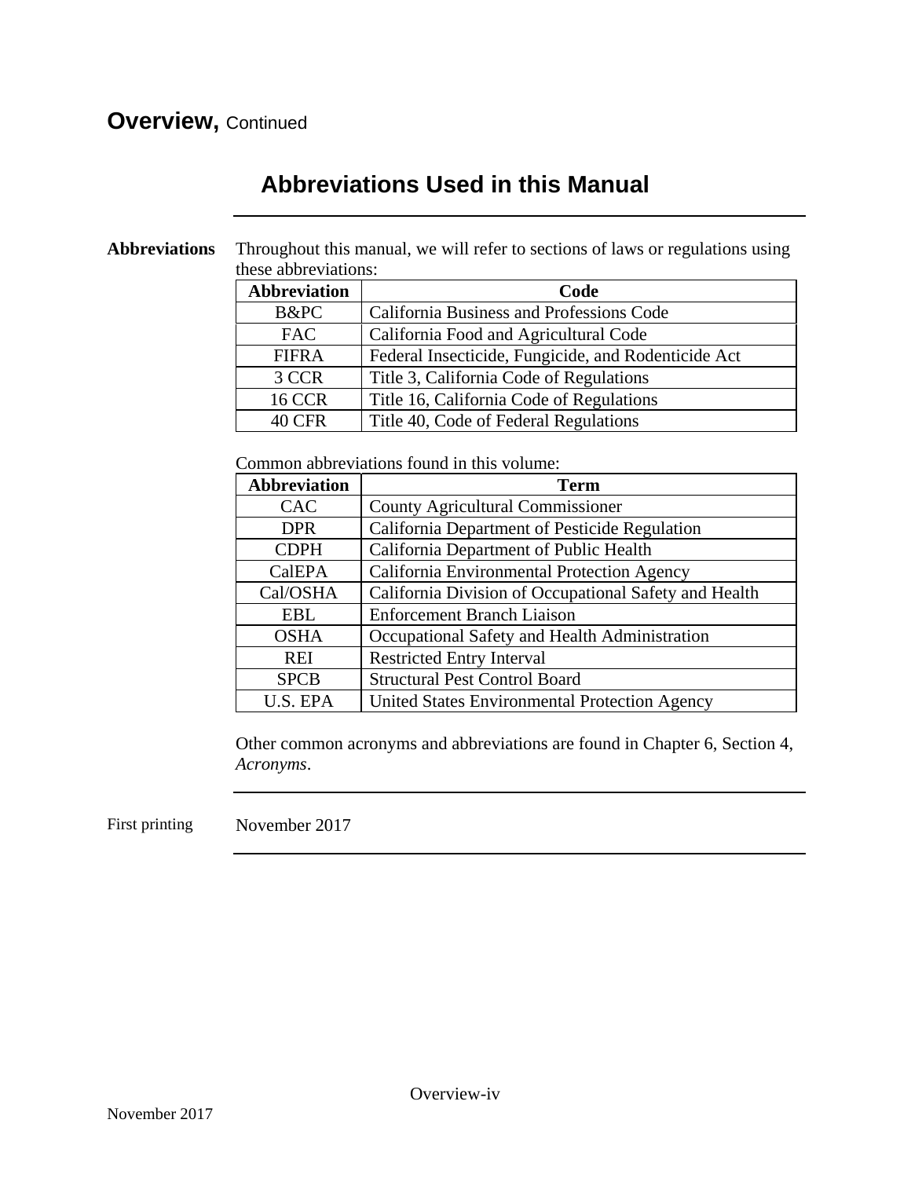## Overview, Continued

# Abbreviations Used in this Manual

**Abbreviations**

Throughout this manual, we will refer to sections of laws or regulations using these abbreviations:

| Abbreviation | Code |
|---|---|
| B&PC | California Business and Professions Code |
| FAC | California Food and Agricultural Code |
| FIFRA | Federal Insecticide, Fungicide, and Rodenticide Act |
| 3 CCR | Title 3, California Code of Regulations |
| 16 CCR | Title 16, California Code of Regulations |
| 40 CFR | Title 40, Code of Federal Regulations |

Common abbreviations found in this volume:

| Abbreviation | Term |
|---|---|
| CAC | County Agricultural Commissioner |
| DPR | California Department of Pesticide Regulation |
| CDPH | California Department of Public Health |
| CalEPA | California Environmental Protection Agency |
| Cal/OSHA | California Division of Occupational Safety and Health |
| EBL | Enforcement Branch Liaison |
| OSHA | Occupational Safety and Health Administration |
| REI | Restricted Entry Interval |
| SPCB | Structural Pest Control Board |
| U.S. EPA | United States Environmental Protection Agency |

Other common acronyms and abbreviations are found in Chapter 6, Section 4, *Acronyms*.

First printing

November 2017